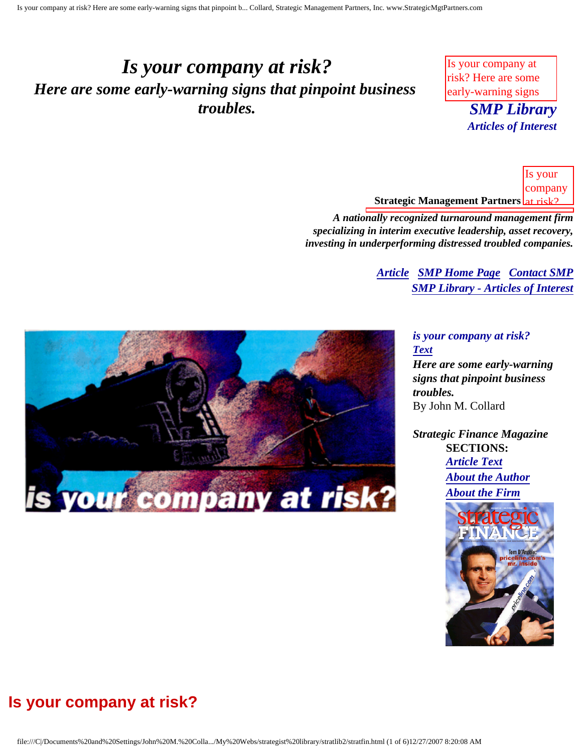# *Is your company at risk?*

## *Here are some early-warning signs that pinpoint business troubles.*

Is your company at risk? Here are some early-warning signs

***SMP Library***
***Articles of Interest***

Is your company at risk?

**Strategic Management Partners**

***A nationally recognized turnaround management firm specializing in interim executive leadership, asset recovery, investing in underperforming distressed troubled companies.***

***Article*** ***SMP Home Page*** ***Contact SMP***
***SMP Library - Articles of Interest***

***is your company at risk?***
***Text***
***Here are some early-warning signs that pinpoint business troubles.***
By John M. Collard

***Strategic Finance Magazine***
**SECTIONS:**
***Article Text***
***About the Author***
***About the Firm***

## Is your company at risk?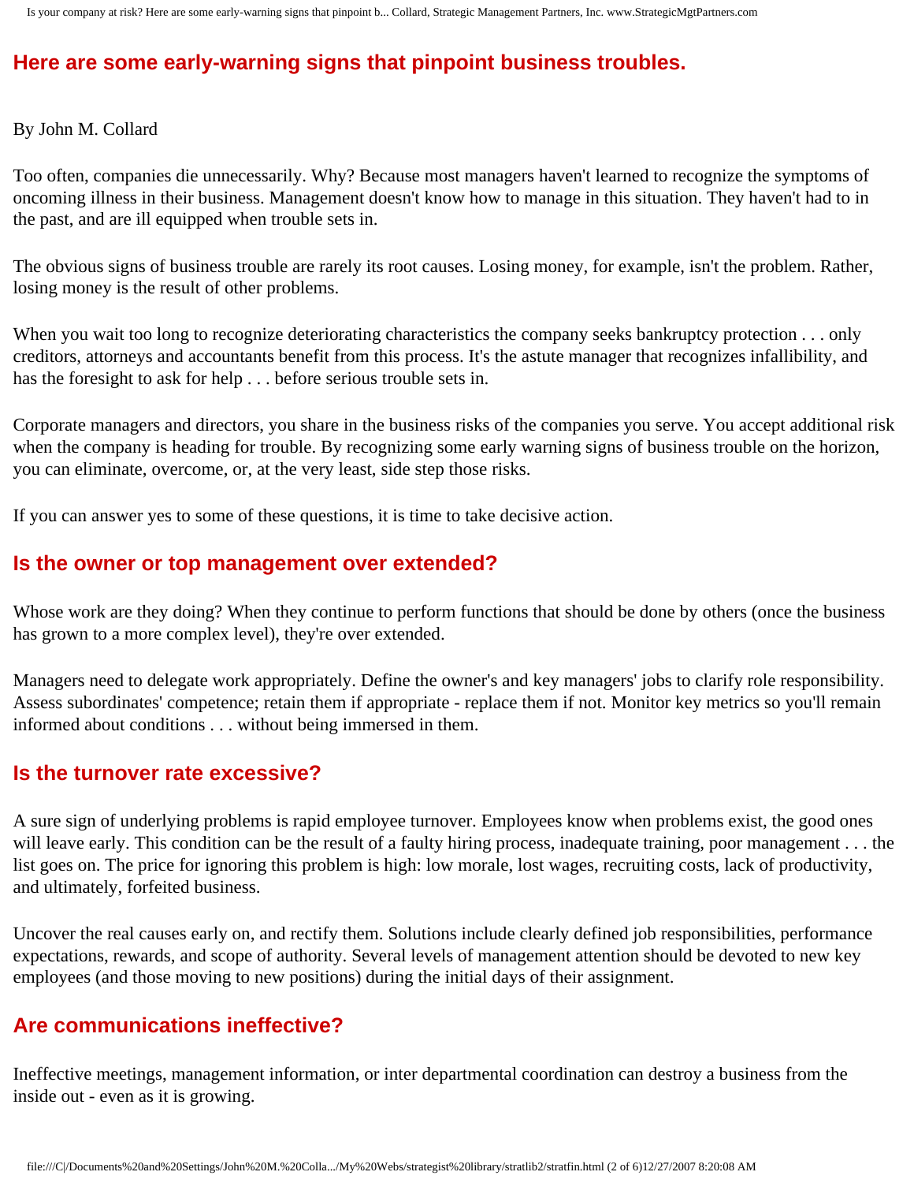## Here are some early-warning signs that pinpoint business troubles.

By John M. Collard

Too often, companies die unnecessarily. Why? Because most managers haven't learned to recognize the symptoms of oncoming illness in their business. Management doesn't know how to manage in this situation. They haven't had to in the past, and are ill equipped when trouble sets in.

The obvious signs of business trouble are rarely its root causes. Losing money, for example, isn't the problem. Rather, losing money is the result of other problems.

When you wait too long to recognize deteriorating characteristics the company seeks bankruptcy protection . . . only creditors, attorneys and accountants benefit from this process. It's the astute manager that recognizes infallibility, and has the foresight to ask for help . . . before serious trouble sets in.

Corporate managers and directors, you share in the business risks of the companies you serve. You accept additional risk when the company is heading for trouble. By recognizing some early warning signs of business trouble on the horizon, you can eliminate, overcome, or, at the very least, side step those risks.

If you can answer yes to some of these questions, it is time to take decisive action.

### Is the owner or top management over extended?

Whose work are they doing? When they continue to perform functions that should be done by others (once the business has grown to a more complex level), they're over extended.

Managers need to delegate work appropriately. Define the owner's and key managers' jobs to clarify role responsibility. Assess subordinates' competence; retain them if appropriate - replace them if not. Monitor key metrics so you'll remain informed about conditions . . . without being immersed in them.

### Is the turnover rate excessive?

A sure sign of underlying problems is rapid employee turnover. Employees know when problems exist, the good ones will leave early. This condition can be the result of a faulty hiring process, inadequate training, poor management . . . the list goes on. The price for ignoring this problem is high: low morale, lost wages, recruiting costs, lack of productivity, and ultimately, forfeited business.

Uncover the real causes early on, and rectify them. Solutions include clearly defined job responsibilities, performance expectations, rewards, and scope of authority. Several levels of management attention should be devoted to new key employees (and those moving to new positions) during the initial days of their assignment.

### Are communications ineffective?

Ineffective meetings, management information, or inter departmental coordination can destroy a business from the inside out - even as it is growing.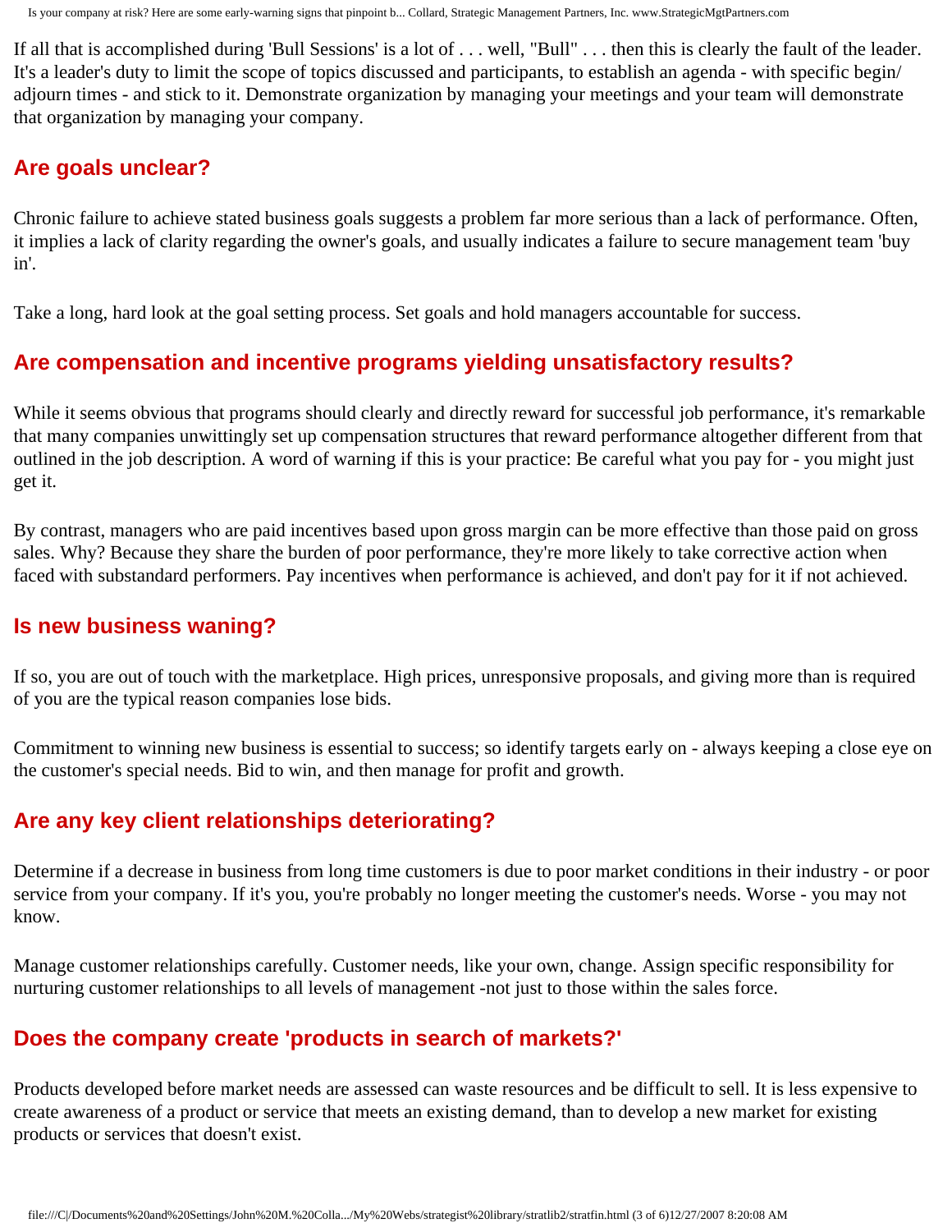If all that is accomplished during 'Bull Sessions' is a lot of . . . well, "Bull" . . . then this is clearly the fault of the leader. It's a leader's duty to limit the scope of topics discussed and participants, to establish an agenda - with specific begin/ adjourn times - and stick to it. Demonstrate organization by managing your meetings and your team will demonstrate that organization by managing your company.

## Are goals unclear?

Chronic failure to achieve stated business goals suggests a problem far more serious than a lack of performance. Often, it implies a lack of clarity regarding the owner's goals, and usually indicates a failure to secure management team 'buy in'.

Take a long, hard look at the goal setting process. Set goals and hold managers accountable for success.

## Are compensation and incentive programs yielding unsatisfactory results?

While it seems obvious that programs should clearly and directly reward for successful job performance, it's remarkable that many companies unwittingly set up compensation structures that reward performance altogether different from that outlined in the job description. A word of warning if this is your practice: Be careful what you pay for - you might just get it.

By contrast, managers who are paid incentives based upon gross margin can be more effective than those paid on gross sales. Why? Because they share the burden of poor performance, they're more likely to take corrective action when faced with substandard performers. Pay incentives when performance is achieved, and don't pay for it if not achieved.

## Is new business waning?

If so, you are out of touch with the marketplace. High prices, unresponsive proposals, and giving more than is required of you are the typical reason companies lose bids.

Commitment to winning new business is essential to success; so identify targets early on - always keeping a close eye on the customer's special needs. Bid to win, and then manage for profit and growth.

## Are any key client relationships deteriorating?

Determine if a decrease in business from long time customers is due to poor market conditions in their industry - or poor service from your company. If it's you, you're probably no longer meeting the customer's needs. Worse - you may not know.

Manage customer relationships carefully. Customer needs, like your own, change. Assign specific responsibility for nurturing customer relationships to all levels of management -not just to those within the sales force.

## Does the company create 'products in search of markets?'

Products developed before market needs are assessed can waste resources and be difficult to sell. It is less expensive to create awareness of a product or service that meets an existing demand, than to develop a new market for existing products or services that doesn't exist.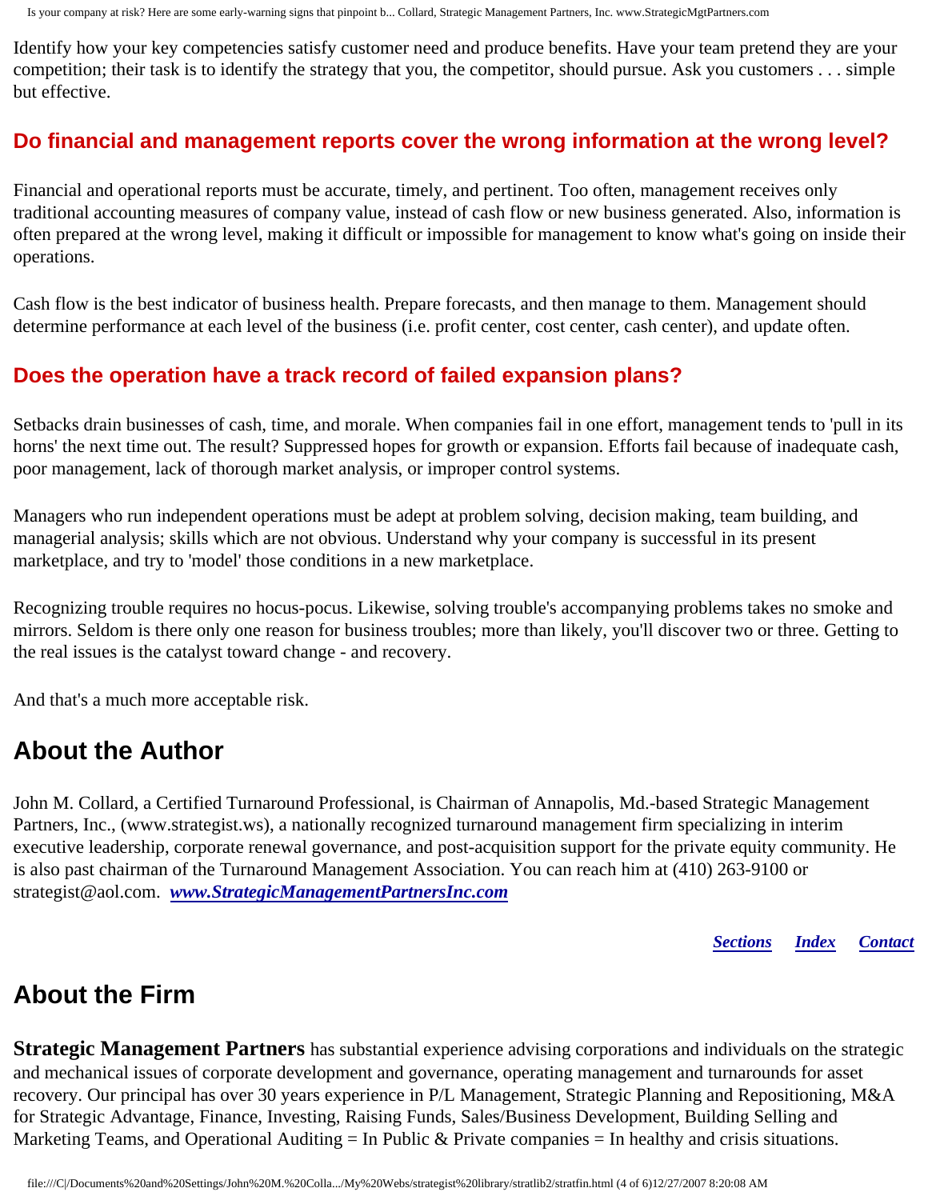Identify how your key competencies satisfy customer need and produce benefits. Have your team pretend they are your competition; their task is to identify the strategy that you, the competitor, should pursue. Ask you customers . . . simple but effective.

### Do financial and management reports cover the wrong information at the wrong level?

Financial and operational reports must be accurate, timely, and pertinent. Too often, management receives only traditional accounting measures of company value, instead of cash flow or new business generated. Also, information is often prepared at the wrong level, making it difficult or impossible for management to know what's going on inside their operations.

Cash flow is the best indicator of business health. Prepare forecasts, and then manage to them. Management should determine performance at each level of the business (i.e. profit center, cost center, cash center), and update often.

### Does the operation have a track record of failed expansion plans?

Setbacks drain businesses of cash, time, and morale. When companies fail in one effort, management tends to 'pull in its horns' the next time out. The result? Suppressed hopes for growth or expansion. Efforts fail because of inadequate cash, poor management, lack of thorough market analysis, or improper control systems.

Managers who run independent operations must be adept at problem solving, decision making, team building, and managerial analysis; skills which are not obvious. Understand why your company is successful in its present marketplace, and try to 'model' those conditions in a new marketplace.

Recognizing trouble requires no hocus-pocus. Likewise, solving trouble's accompanying problems takes no smoke and mirrors. Seldom is there only one reason for business troubles; more than likely, you'll discover two or three. Getting to the real issues is the catalyst toward change - and recovery.

And that's a much more acceptable risk.

## About the Author

John M. Collard, a Certified Turnaround Professional, is Chairman of Annapolis, Md.-based Strategic Management Partners, Inc., (www.strategist.ws), a nationally recognized turnaround management firm specializing in interim executive leadership, corporate renewal governance, and post-acquisition support for the private equity community. He is also past chairman of the Turnaround Management Association. You can reach him at (410) 263-9100 or strategist@aol.com. ***www.StrategicManagementPartnersInc.com***

***Sections*** ***Index*** ***Contact***

## About the Firm

**Strategic Management Partners** has substantial experience advising corporations and individuals on the strategic and mechanical issues of corporate development and governance, operating management and turnarounds for asset recovery. Our principal has over 30 years experience in P/L Management, Strategic Planning and Repositioning, M&A for Strategic Advantage, Finance, Investing, Raising Funds, Sales/Business Development, Building Selling and Marketing Teams, and Operational Auditing = In Public & Private companies = In healthy and crisis situations.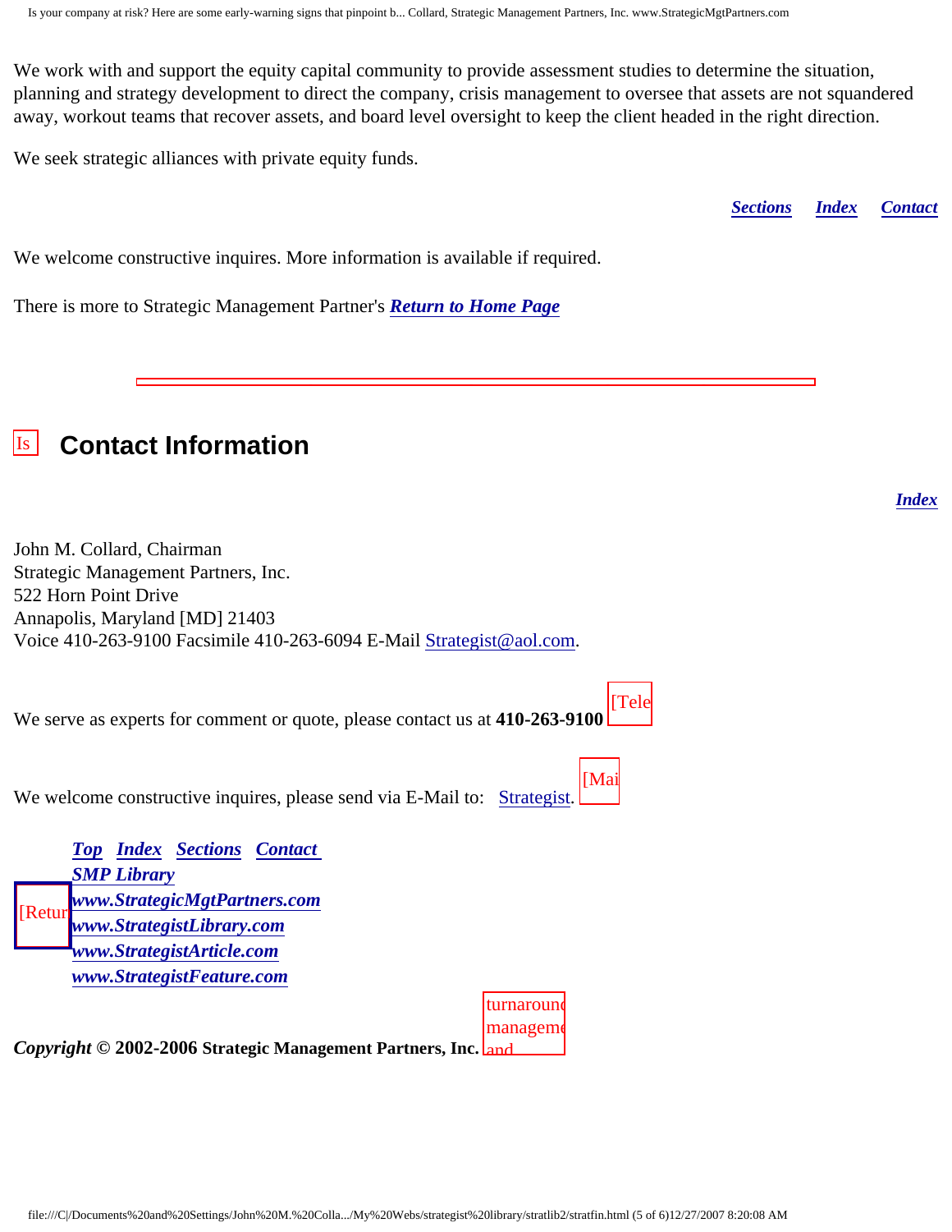We work with and support the equity capital community to provide assessment studies to determine the situation, planning and strategy development to direct the company, crisis management to oversee that assets are not squandered away, workout teams that recover assets, and board level oversight to keep the client headed in the right direction.

We seek strategic alliances with private equity funds.

***Sections*** ***Index*** ***Contact***

We welcome constructive inquires. More information is available if required.

There is more to Strategic Management Partner's ***Return to Home Page***

---

## Contact Information

***Index***

John M. Collard, Chairman
Strategic Management Partners, Inc.
522 Horn Point Drive
Annapolis, Maryland [MD] 21403
Voice 410-263-9100 Facsimile 410-263-6094 E-Mail Strategist@aol.com.

We serve as experts for comment or quote, please contact us at **410-263-9100**

We welcome constructive inquires, please send via E-Mail to: Strategist.

***Top*** ***Index*** ***Sections*** ***Contact***
***SMP Library***
***www.StrategicMgtPartners.com***
***www.StrategistLibrary.com***
***www.StrategistArticle.com***
***www.StrategistFeature.com***

***Copyright*** **© 2002-2006 Strategic Management Partners, Inc.**